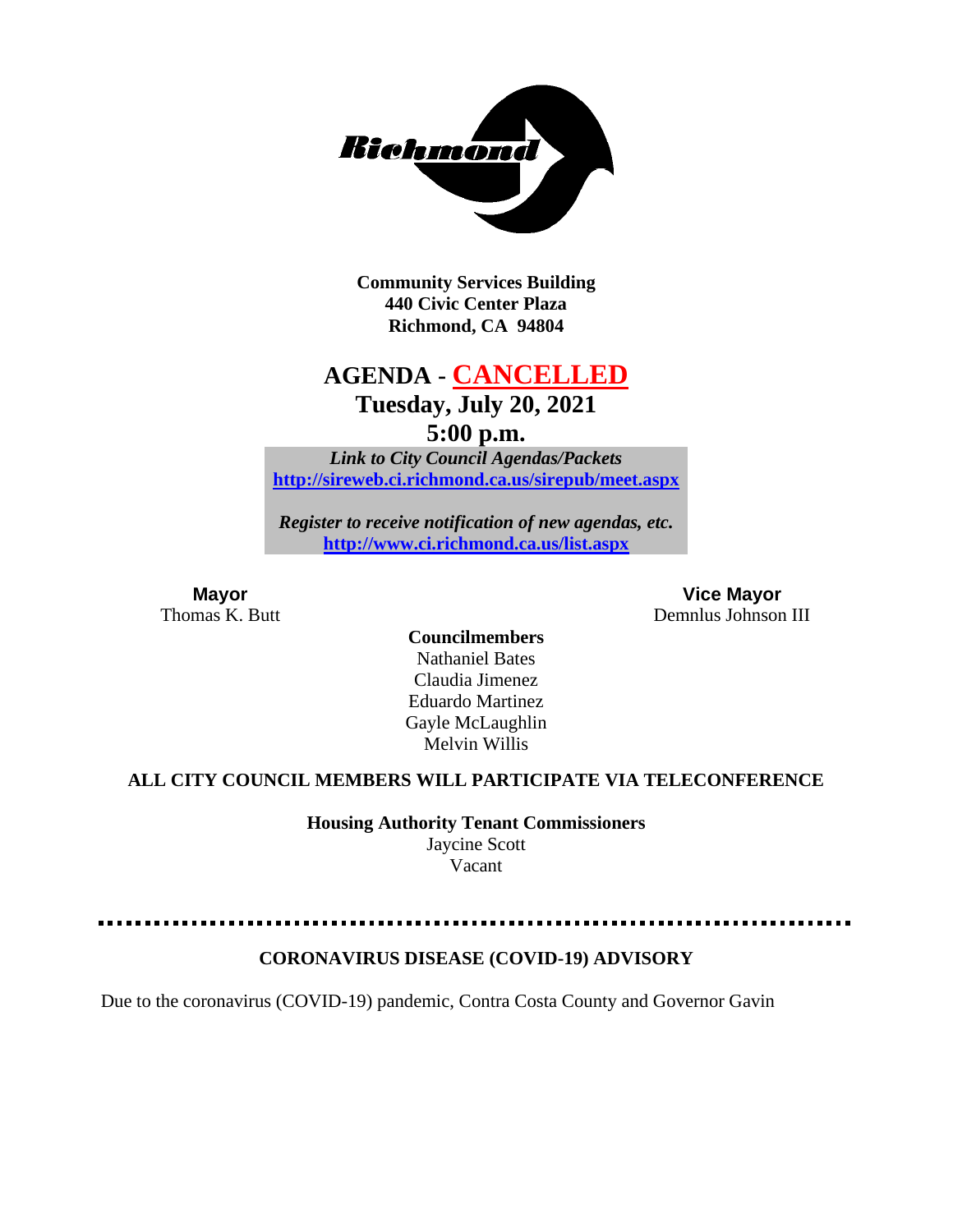**Community Services Building**
**440 Civic Center Plaza**
**Richmond, CA 94804**

# AGENDA - CANCELLED

## Tuesday, July 20, 2021

## 5:00 p.m.

***Link to City Council Agendas/Packets***
**http://sireweb.ci.richmond.ca.us/sirepub/meet.aspx**

***Register to receive notification of new agendas, etc.***
**http://www.ci.richmond.ca.us/list.aspx**

**Mayor**
Thomas K. Butt

**Vice Mayor**
Demnlus Johnson III

**Councilmembers**
Nathaniel Bates
Claudia Jimenez
Eduardo Martinez
Gayle McLaughlin
Melvin Willis

**ALL CITY COUNCIL MEMBERS WILL PARTICIPATE VIA TELECONFERENCE**

**Housing Authority Tenant Commissioners**
Jaycine Scott
Vacant

---

**CORONAVIRUS DISEASE (COVID-19) ADVISORY**

Due to the coronavirus (COVID-19) pandemic, Contra Costa County and Governor Gavin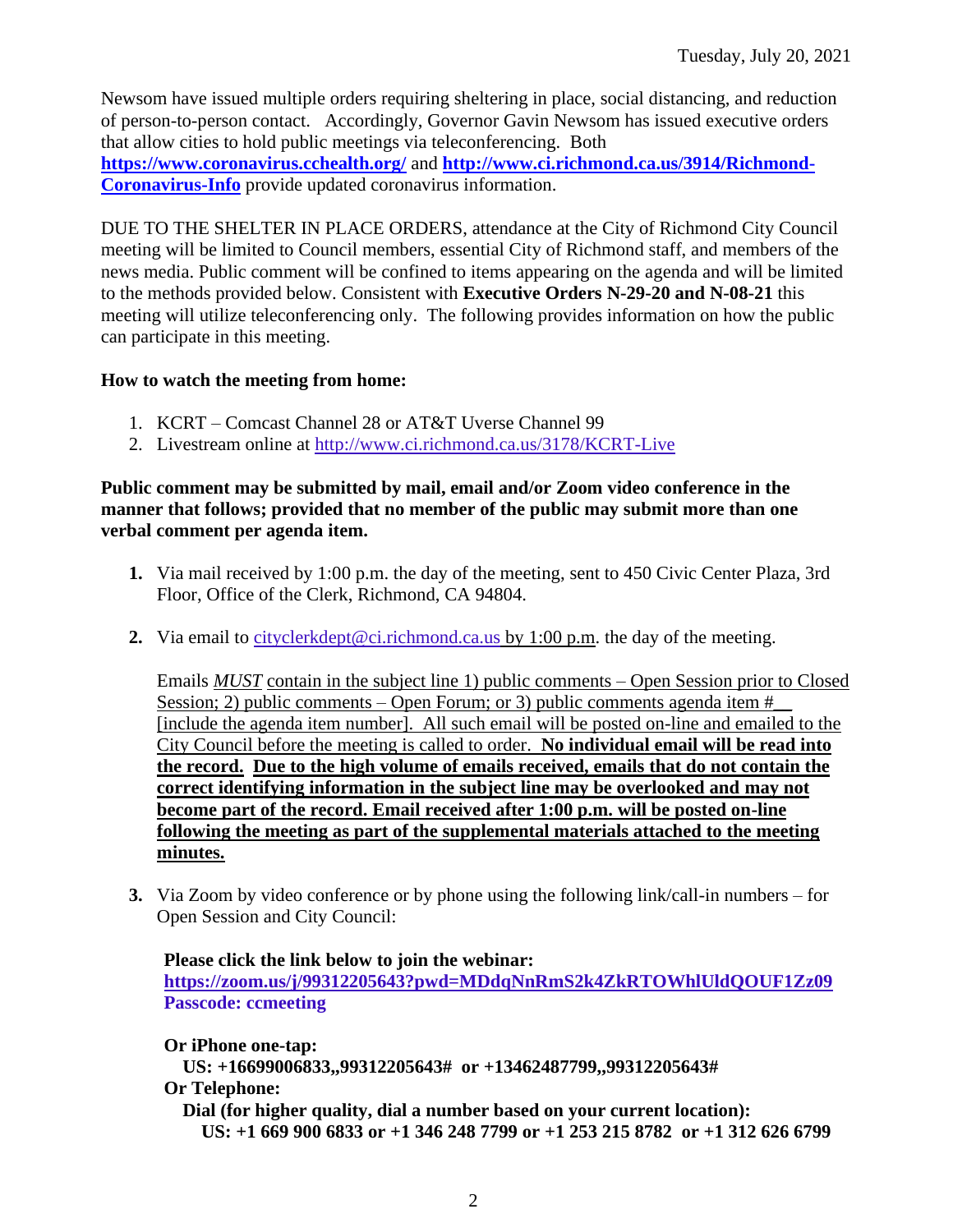Newsom have issued multiple orders requiring sheltering in place, social distancing, and reduction of person-to-person contact. Accordingly, Governor Gavin Newsom has issued executive orders that allow cities to hold public meetings via teleconferencing. Both **https://www.coronavirus.cchealth.org/** and **http://www.ci.richmond.ca.us/3914/Richmond-Coronavirus-Info** provide updated coronavirus information.

DUE TO THE SHELTER IN PLACE ORDERS, attendance at the City of Richmond City Council meeting will be limited to Council members, essential City of Richmond staff, and members of the news media. Public comment will be confined to items appearing on the agenda and will be limited to the methods provided below. Consistent with **Executive Orders N-29-20 and N-08-21** this meeting will utilize teleconferencing only. The following provides information on how the public can participate in this meeting.

**How to watch the meeting from home:**

1. KCRT – Comcast Channel 28 or AT&T Uverse Channel 99
2. Livestream online at http://www.ci.richmond.ca.us/3178/KCRT-Live

**Public comment may be submitted by mail, email and/or Zoom video conference in the manner that follows; provided that no member of the public may submit more than one verbal comment per agenda item.**

1. Via mail received by 1:00 p.m. the day of the meeting, sent to 450 Civic Center Plaza, 3rd Floor, Office of the Clerk, Richmond, CA 94804.

2. Via email to cityclerkdept@ci.richmond.ca.us by 1:00 p.m. the day of the meeting.

   Emails *MUST* contain in the subject line 1) public comments – Open Session prior to Closed Session; 2) public comments – Open Forum; or 3) public comments agenda item #__ [include the agenda item number]. All such email will be posted on-line and emailed to the City Council before the meeting is called to order. **No individual email will be read into the record. Due to the high volume of emails received, emails that do not contain the correct identifying information in the subject line may be overlooked and may not become part of the record. Email received after 1:00 p.m. will be posted on-line following the meeting as part of the supplemental materials attached to the meeting minutes.**

3. Via Zoom by video conference or by phone using the following link/call-in numbers – for Open Session and City Council:

   **Please click the link below to join the webinar:**
   **https://zoom.us/j/99312205643?pwd=MDdqNnRmS2k4ZkRTOWhlUldQOUF1Zz09**
   **Passcode: ccmeeting**

   **Or iPhone one-tap:**
   **US: +16699006833,,99312205643# or +13462487799,,99312205643#**
   **Or Telephone:**
   **Dial (for higher quality, dial a number based on your current location):**
   **US: +1 669 900 6833 or +1 346 248 7799 or +1 253 215 8782 or +1 312 626 6799**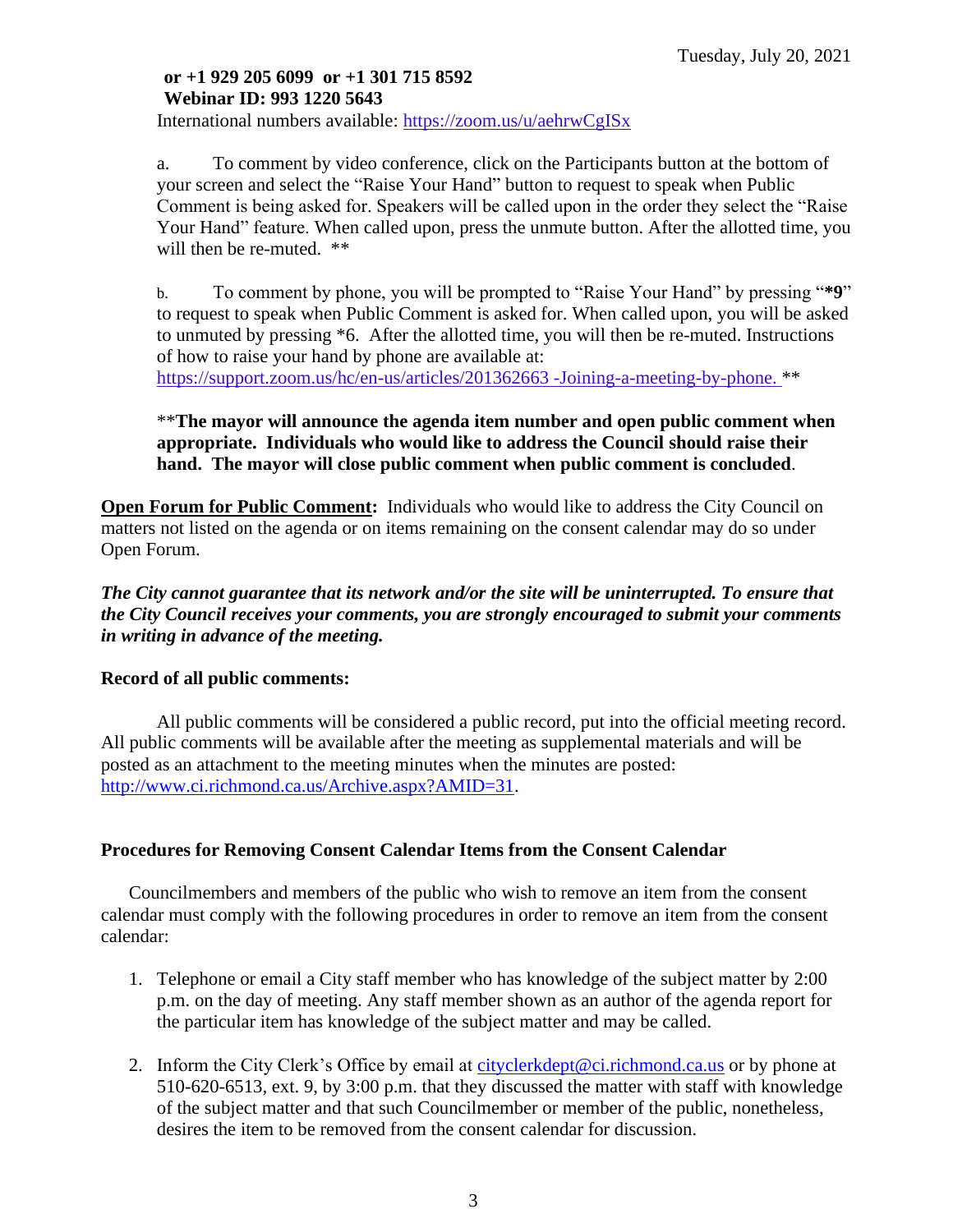**or +1 929 205 6099 or +1 301 715 8592**
**Webinar ID: 993 1220 5643**
International numbers available: https://zoom.us/u/aehrwCgISx

a. To comment by video conference, click on the Participants button at the bottom of your screen and select the "Raise Your Hand" button to request to speak when Public Comment is being asked for. Speakers will be called upon in the order they select the "Raise Your Hand" feature. When called upon, press the unmute button. After the allotted time, you will then be re-muted. **

b. To comment by phone, you will be prompted to "Raise Your Hand" by pressing "***9**" to request to speak when Public Comment is asked for. When called upon, you will be asked to unmuted by pressing *6. After the allotted time, you will then be re-muted. Instructions of how to raise your hand by phone are available at: https://support.zoom.us/hc/en-us/articles/201362663 -Joining-a-meeting-by-phone. **

****The mayor will announce the agenda item number and open public comment when appropriate. Individuals who would like to address the Council should raise their hand. The mayor will close public comment when public comment is concluded**.

**Open Forum for Public Comment:** Individuals who would like to address the City Council on matters not listed on the agenda or on items remaining on the consent calendar may do so under Open Forum.

***The City cannot guarantee that its network and/or the site will be uninterrupted. To ensure that the City Council receives your comments, you are strongly encouraged to submit your comments in writing in advance of the meeting.***

**Record of all public comments:**

All public comments will be considered a public record, put into the official meeting record. All public comments will be available after the meeting as supplemental materials and will be posted as an attachment to the meeting minutes when the minutes are posted: http://www.ci.richmond.ca.us/Archive.aspx?AMID=31.

**Procedures for Removing Consent Calendar Items from the Consent Calendar**

Councilmembers and members of the public who wish to remove an item from the consent calendar must comply with the following procedures in order to remove an item from the consent calendar:

1. Telephone or email a City staff member who has knowledge of the subject matter by 2:00 p.m. on the day of meeting. Any staff member shown as an author of the agenda report for the particular item has knowledge of the subject matter and may be called.
2. Inform the City Clerk's Office by email at cityclerkdept@ci.richmond.ca.us or by phone at 510-620-6513, ext. 9, by 3:00 p.m. that they discussed the matter with staff with knowledge of the subject matter and that such Councilmember or member of the public, nonetheless, desires the item to be removed from the consent calendar for discussion.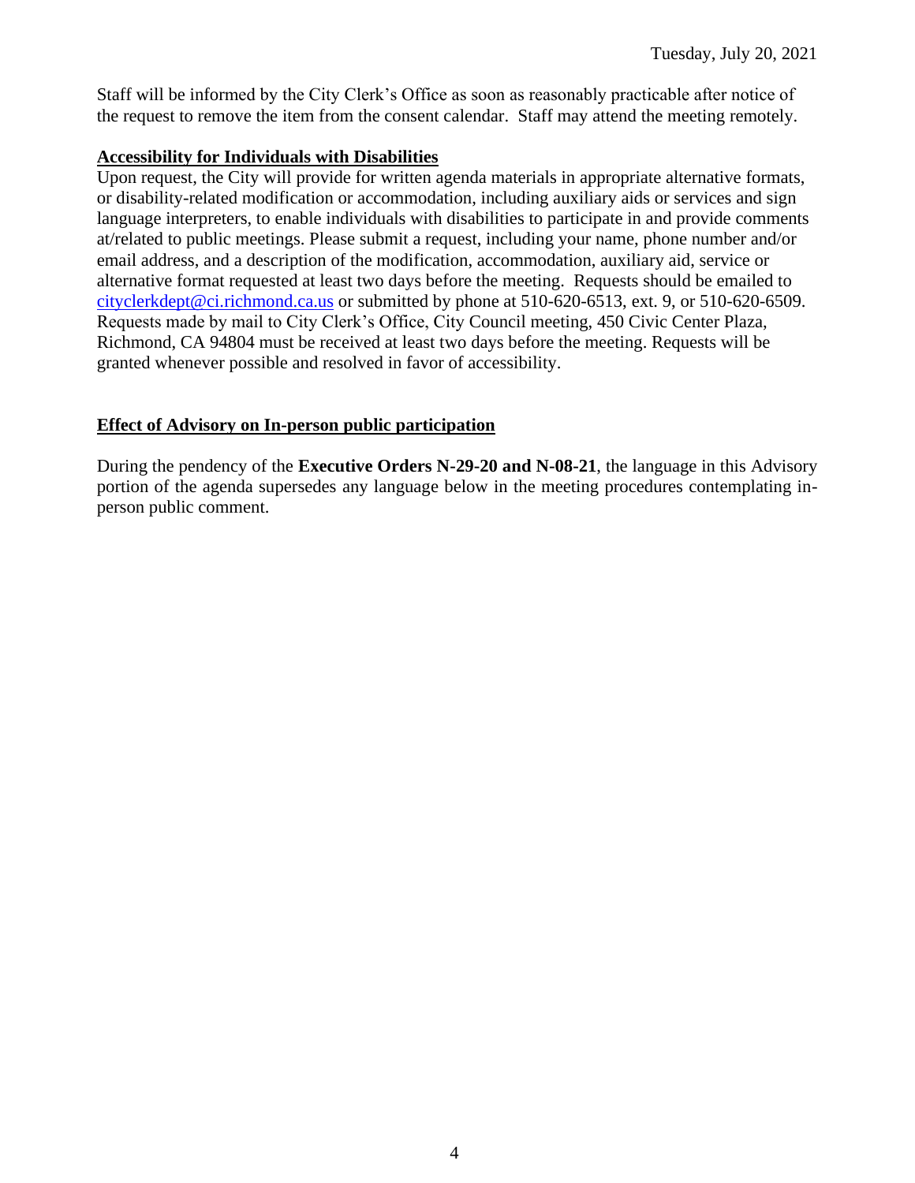Staff will be informed by the City Clerk's Office as soon as reasonably practicable after notice of the request to remove the item from the consent calendar. Staff may attend the meeting remotely.

**Accessibility for Individuals with Disabilities**

Upon request, the City will provide for written agenda materials in appropriate alternative formats, or disability-related modification or accommodation, including auxiliary aids or services and sign language interpreters, to enable individuals with disabilities to participate in and provide comments at/related to public meetings. Please submit a request, including your name, phone number and/or email address, and a description of the modification, accommodation, auxiliary aid, service or alternative format requested at least two days before the meeting. Requests should be emailed to cityclerkdept@ci.richmond.ca.us or submitted by phone at 510-620-6513, ext. 9, or 510-620-6509. Requests made by mail to City Clerk's Office, City Council meeting, 450 Civic Center Plaza, Richmond, CA 94804 must be received at least two days before the meeting. Requests will be granted whenever possible and resolved in favor of accessibility.

**Effect of Advisory on In-person public participation**

During the pendency of the **Executive Orders N-29-20 and N-08-21**, the language in this Advisory portion of the agenda supersedes any language below in the meeting procedures contemplating in-person public comment.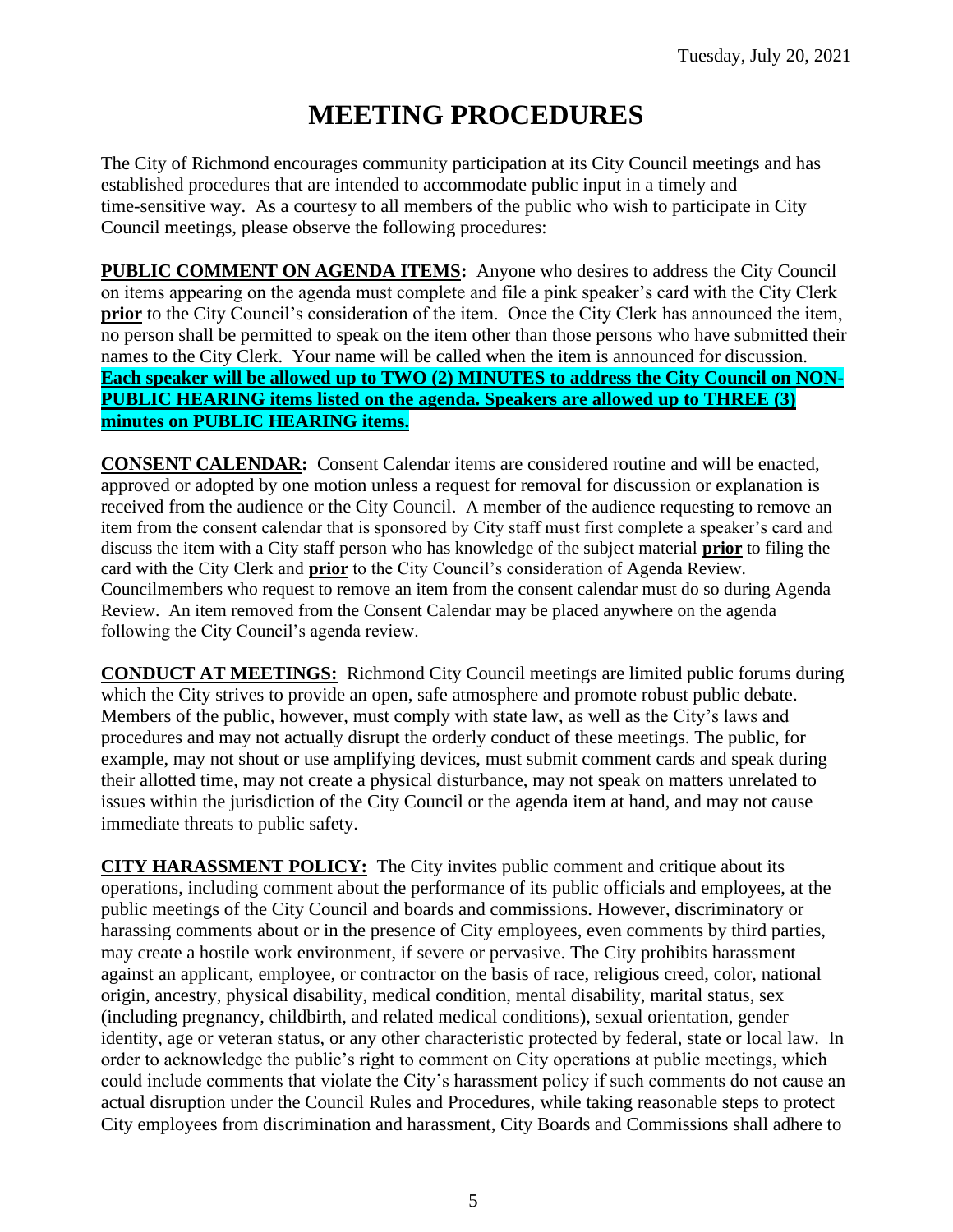Tuesday, July 20, 2021

# MEETING PROCEDURES

The City of Richmond encourages community participation at its City Council meetings and has established procedures that are intended to accommodate public input in a timely and time-sensitive way. As a courtesy to all members of the public who wish to participate in City Council meetings, please observe the following procedures:

**PUBLIC COMMENT ON AGENDA ITEMS:** Anyone who desires to address the City Council on items appearing on the agenda must complete and file a pink speaker's card with the City Clerk **prior** to the City Council's consideration of the item. Once the City Clerk has announced the item, no person shall be permitted to speak on the item other than those persons who have submitted their names to the City Clerk. Your name will be called when the item is announced for discussion. **Each speaker will be allowed up to TWO (2) MINUTES to address the City Council on NON-PUBLIC HEARING items listed on the agenda. Speakers are allowed up to THREE (3) minutes on PUBLIC HEARING items.**

**CONSENT CALENDAR:** Consent Calendar items are considered routine and will be enacted, approved or adopted by one motion unless a request for removal for discussion or explanation is received from the audience or the City Council. A member of the audience requesting to remove an item from the consent calendar that is sponsored by City staff must first complete a speaker's card and discuss the item with a City staff person who has knowledge of the subject material **prior** to filing the card with the City Clerk and **prior** to the City Council's consideration of Agenda Review. Councilmembers who request to remove an item from the consent calendar must do so during Agenda Review. An item removed from the Consent Calendar may be placed anywhere on the agenda following the City Council's agenda review.

**CONDUCT AT MEETINGS:** Richmond City Council meetings are limited public forums during which the City strives to provide an open, safe atmosphere and promote robust public debate. Members of the public, however, must comply with state law, as well as the City's laws and procedures and may not actually disrupt the orderly conduct of these meetings. The public, for example, may not shout or use amplifying devices, must submit comment cards and speak during their allotted time, may not create a physical disturbance, may not speak on matters unrelated to issues within the jurisdiction of the City Council or the agenda item at hand, and may not cause immediate threats to public safety.

**CITY HARASSMENT POLICY:** The City invites public comment and critique about its operations, including comment about the performance of its public officials and employees, at the public meetings of the City Council and boards and commissions. However, discriminatory or harassing comments about or in the presence of City employees, even comments by third parties, may create a hostile work environment, if severe or pervasive. The City prohibits harassment against an applicant, employee, or contractor on the basis of race, religious creed, color, national origin, ancestry, physical disability, medical condition, mental disability, marital status, sex (including pregnancy, childbirth, and related medical conditions), sexual orientation, gender identity, age or veteran status, or any other characteristic protected by federal, state or local law. In order to acknowledge the public's right to comment on City operations at public meetings, which could include comments that violate the City's harassment policy if such comments do not cause an actual disruption under the Council Rules and Procedures, while taking reasonable steps to protect City employees from discrimination and harassment, City Boards and Commissions shall adhere to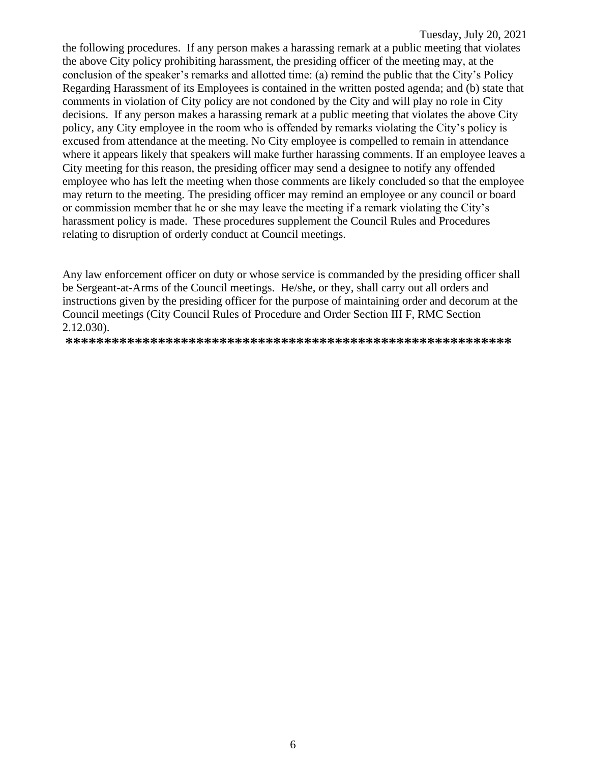the following procedures. If any person makes a harassing remark at a public meeting that violates the above City policy prohibiting harassment, the presiding officer of the meeting may, at the conclusion of the speaker's remarks and allotted time: (a) remind the public that the City's Policy Regarding Harassment of its Employees is contained in the written posted agenda; and (b) state that comments in violation of City policy are not condoned by the City and will play no role in City decisions. If any person makes a harassing remark at a public meeting that violates the above City policy, any City employee in the room who is offended by remarks violating the City's policy is excused from attendance at the meeting. No City employee is compelled to remain in attendance where it appears likely that speakers will make further harassing comments. If an employee leaves a City meeting for this reason, the presiding officer may send a designee to notify any offended employee who has left the meeting when those comments are likely concluded so that the employee may return to the meeting. The presiding officer may remind an employee or any council or board or commission member that he or she may leave the meeting if a remark violating the City's harassment policy is made. These procedures supplement the Council Rules and Procedures relating to disruption of orderly conduct at Council meetings.

Any law enforcement officer on duty or whose service is commanded by the presiding officer shall be Sergeant-at-Arms of the Council meetings. He/she, or they, shall carry out all orders and instructions given by the presiding officer for the purpose of maintaining order and decorum at the Council meetings (City Council Rules of Procedure and Order Section III F, RMC Section 2.12.030).

**\*\*\*\*\*\*\*\*\*\*\*\*\*\*\*\*\*\*\*\*\*\*\*\*\*\*\*\*\*\*\*\*\*\*\*\*\*\*\*\*\*\*\*\*\*\*\*\*\*\*\*\*\*\*\*\*\*\*\***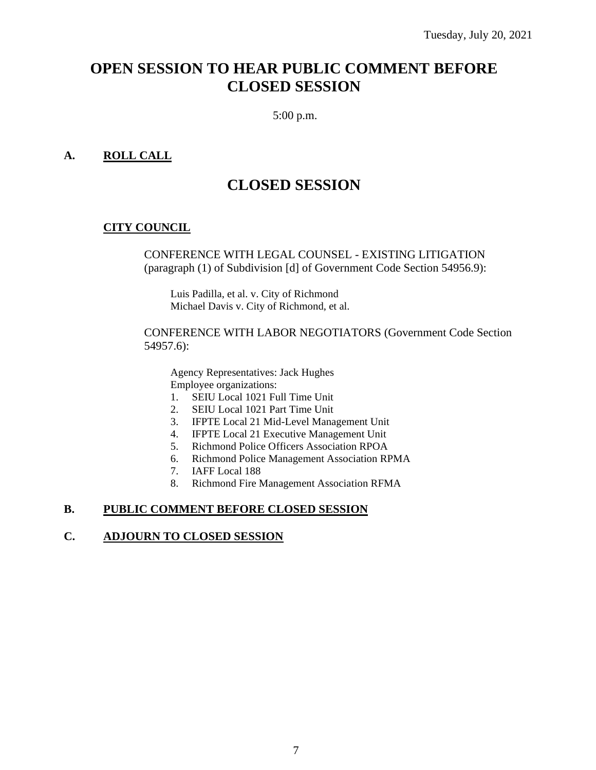# OPEN SESSION TO HEAR PUBLIC COMMENT BEFORE CLOSED SESSION

5:00 p.m.

**A. ROLL CALL**

# CLOSED SESSION

**CITY COUNCIL**

CONFERENCE WITH LEGAL COUNSEL - EXISTING LITIGATION (paragraph (1) of Subdivision [d] of Government Code Section 54956.9):

Luis Padilla, et al. v. City of Richmond
Michael Davis v. City of Richmond, et al.

CONFERENCE WITH LABOR NEGOTIATORS (Government Code Section 54957.6):

Agency Representatives: Jack Hughes
Employee organizations:

1. SEIU Local 1021 Full Time Unit
2. SEIU Local 1021 Part Time Unit
3. IFPTE Local 21 Mid-Level Management Unit
4. IFPTE Local 21 Executive Management Unit
5. Richmond Police Officers Association RPOA
6. Richmond Police Management Association RPMA
7. IAFF Local 188
8. Richmond Fire Management Association RFMA

**B. PUBLIC COMMENT BEFORE CLOSED SESSION**

**C. ADJOURN TO CLOSED SESSION**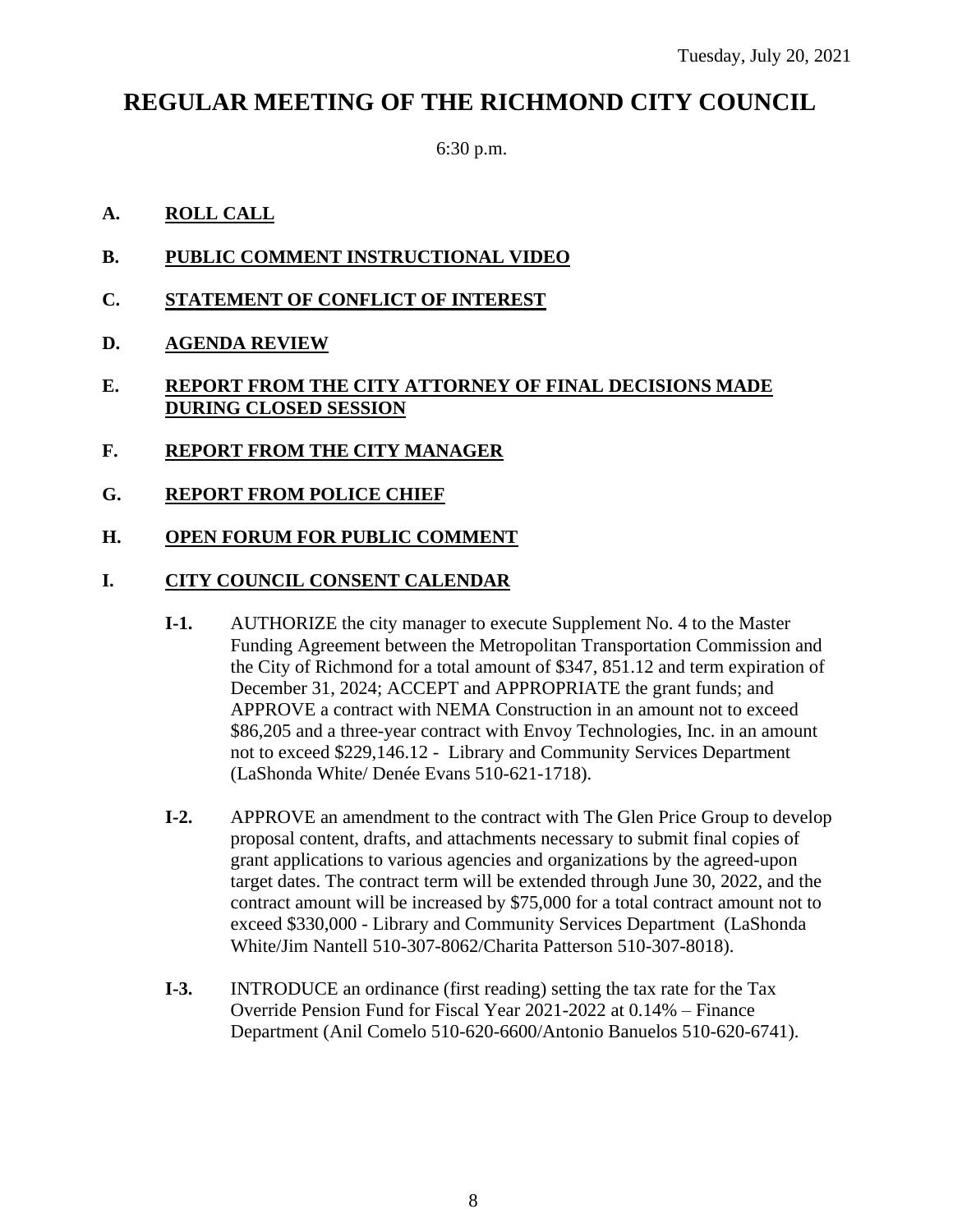Tuesday, July 20, 2021

# REGULAR MEETING OF THE RICHMOND CITY COUNCIL

6:30 p.m.

**A. ROLL CALL**

**B. PUBLIC COMMENT INSTRUCTIONAL VIDEO**

**C. STATEMENT OF CONFLICT OF INTEREST**

**D. AGENDA REVIEW**

**E. REPORT FROM THE CITY ATTORNEY OF FINAL DECISIONS MADE DURING CLOSED SESSION**

**F. REPORT FROM THE CITY MANAGER**

**G. REPORT FROM POLICE CHIEF**

**H. OPEN FORUM FOR PUBLIC COMMENT**

**I. CITY COUNCIL CONSENT CALENDAR**

**I-1.** AUTHORIZE the city manager to execute Supplement No. 4 to the Master Funding Agreement between the Metropolitan Transportation Commission and the City of Richmond for a total amount of $347, 851.12 and term expiration of December 31, 2024; ACCEPT and APPROPRIATE the grant funds; and APPROVE a contract with NEMA Construction in an amount not to exceed $86,205 and a three-year contract with Envoy Technologies, Inc. in an amount not to exceed $229,146.12 - Library and Community Services Department (LaShonda White/ Denée Evans 510-621-1718).

**I-2.** APPROVE an amendment to the contract with The Glen Price Group to develop proposal content, drafts, and attachments necessary to submit final copies of grant applications to various agencies and organizations by the agreed-upon target dates. The contract term will be extended through June 30, 2022, and the contract amount will be increased by $75,000 for a total contract amount not to exceed $330,000 - Library and Community Services Department (LaShonda White/Jim Nantell 510-307-8062/Charita Patterson 510-307-8018).

**I-3.** INTRODUCE an ordinance (first reading) setting the tax rate for the Tax Override Pension Fund for Fiscal Year 2021-2022 at 0.14% – Finance Department (Anil Comelo 510-620-6600/Antonio Banuelos 510-620-6741).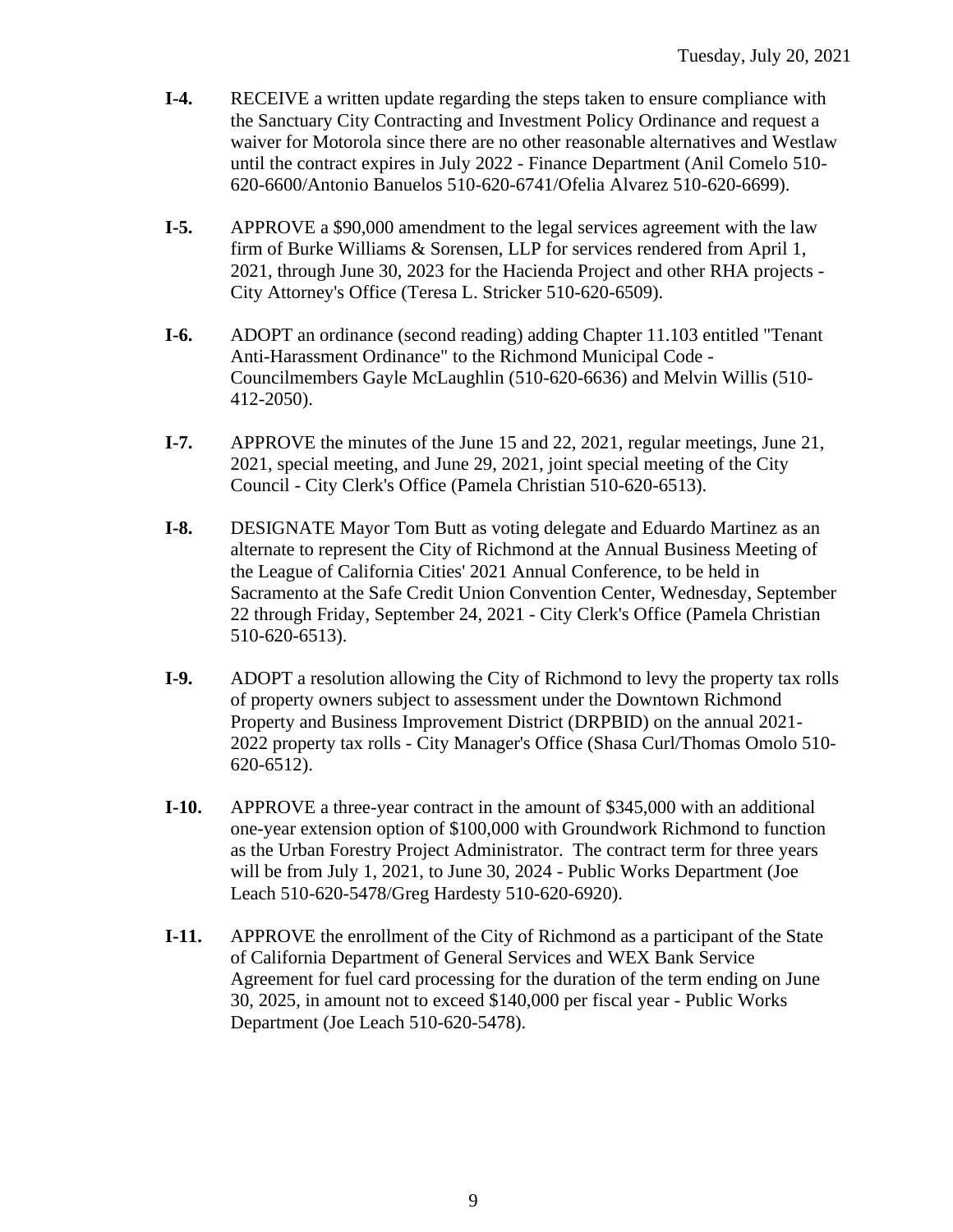**I-4.** RECEIVE a written update regarding the steps taken to ensure compliance with the Sanctuary City Contracting and Investment Policy Ordinance and request a waiver for Motorola since there are no other reasonable alternatives and Westlaw until the contract expires in July 2022 - Finance Department (Anil Comelo 510-620-6600/Antonio Banuelos 510-620-6741/Ofelia Alvarez 510-620-6699).

**I-5.** APPROVE a $90,000 amendment to the legal services agreement with the law firm of Burke Williams & Sorensen, LLP for services rendered from April 1, 2021, through June 30, 2023 for the Hacienda Project and other RHA projects - City Attorney's Office (Teresa L. Stricker 510-620-6509).

**I-6.** ADOPT an ordinance (second reading) adding Chapter 11.103 entitled "Tenant Anti-Harassment Ordinance" to the Richmond Municipal Code - Councilmembers Gayle McLaughlin (510-620-6636) and Melvin Willis (510-412-2050).

**I-7.** APPROVE the minutes of the June 15 and 22, 2021, regular meetings, June 21, 2021, special meeting, and June 29, 2021, joint special meeting of the City Council - City Clerk's Office (Pamela Christian 510-620-6513).

**I-8.** DESIGNATE Mayor Tom Butt as voting delegate and Eduardo Martinez as an alternate to represent the City of Richmond at the Annual Business Meeting of the League of California Cities' 2021 Annual Conference, to be held in Sacramento at the Safe Credit Union Convention Center, Wednesday, September 22 through Friday, September 24, 2021 - City Clerk's Office (Pamela Christian 510-620-6513).

**I-9.** ADOPT a resolution allowing the City of Richmond to levy the property tax rolls of property owners subject to assessment under the Downtown Richmond Property and Business Improvement District (DRPBID) on the annual 2021-2022 property tax rolls - City Manager's Office (Shasa Curl/Thomas Omolo 510-620-6512).

**I-10.** APPROVE a three-year contract in the amount of $345,000 with an additional one-year extension option of $100,000 with Groundwork Richmond to function as the Urban Forestry Project Administrator. The contract term for three years will be from July 1, 2021, to June 30, 2024 - Public Works Department (Joe Leach 510-620-5478/Greg Hardesty 510-620-6920).

**I-11.** APPROVE the enrollment of the City of Richmond as a participant of the State of California Department of General Services and WEX Bank Service Agreement for fuel card processing for the duration of the term ending on June 30, 2025, in amount not to exceed $140,000 per fiscal year - Public Works Department (Joe Leach 510-620-5478).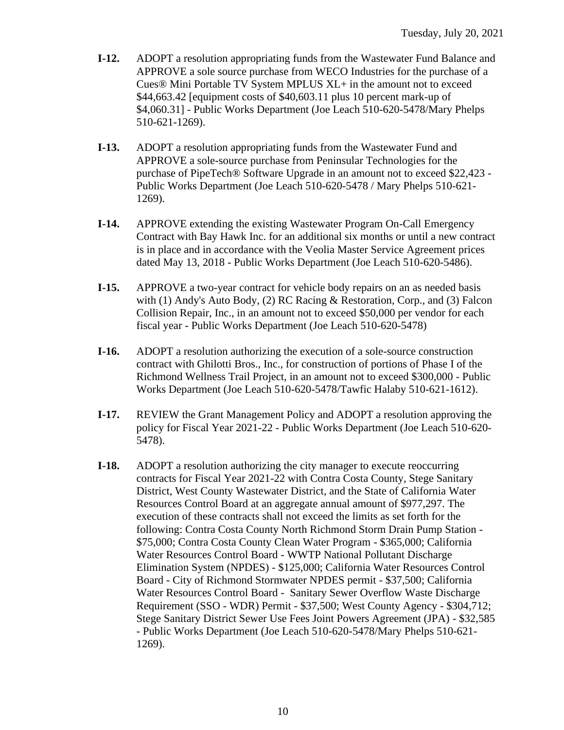**I-12.** ADOPT a resolution appropriating funds from the Wastewater Fund Balance and APPROVE a sole source purchase from WECO Industries for the purchase of a Cues® Mini Portable TV System MPLUS XL+ in the amount not to exceed $44,663.42 [equipment costs of $40,603.11 plus 10 percent mark-up of $4,060.31] - Public Works Department (Joe Leach 510-620-5478/Mary Phelps 510-621-1269).

**I-13.** ADOPT a resolution appropriating funds from the Wastewater Fund and APPROVE a sole-source purchase from Peninsular Technologies for the purchase of PipeTech® Software Upgrade in an amount not to exceed $22,423 - Public Works Department (Joe Leach 510-620-5478 / Mary Phelps 510-621-1269).

**I-14.** APPROVE extending the existing Wastewater Program On-Call Emergency Contract with Bay Hawk Inc. for an additional six months or until a new contract is in place and in accordance with the Veolia Master Service Agreement prices dated May 13, 2018 - Public Works Department (Joe Leach 510-620-5486).

**I-15.** APPROVE a two-year contract for vehicle body repairs on an as needed basis with (1) Andy's Auto Body, (2) RC Racing & Restoration, Corp., and (3) Falcon Collision Repair, Inc., in an amount not to exceed $50,000 per vendor for each fiscal year - Public Works Department (Joe Leach 510-620-5478)

**I-16.** ADOPT a resolution authorizing the execution of a sole-source construction contract with Ghilotti Bros., Inc., for construction of portions of Phase I of the Richmond Wellness Trail Project, in an amount not to exceed $300,000 - Public Works Department (Joe Leach 510-620-5478/Tawfic Halaby 510-621-1612).

**I-17.** REVIEW the Grant Management Policy and ADOPT a resolution approving the policy for Fiscal Year 2021-22 - Public Works Department (Joe Leach 510-620-5478).

**I-18.** ADOPT a resolution authorizing the city manager to execute reoccurring contracts for Fiscal Year 2021-22 with Contra Costa County, Stege Sanitary District, West County Wastewater District, and the State of California Water Resources Control Board at an aggregate annual amount of $977,297. The execution of these contracts shall not exceed the limits as set forth for the following: Contra Costa County North Richmond Storm Drain Pump Station - $75,000; Contra Costa County Clean Water Program - $365,000; California Water Resources Control Board - WWTP National Pollutant Discharge Elimination System (NPDES) - $125,000; California Water Resources Control Board - City of Richmond Stormwater NPDES permit - $37,500; California Water Resources Control Board - Sanitary Sewer Overflow Waste Discharge Requirement (SSO - WDR) Permit - $37,500; West County Agency - $304,712; Stege Sanitary District Sewer Use Fees Joint Powers Agreement (JPA) - $32,585 - Public Works Department (Joe Leach 510-620-5478/Mary Phelps 510-621-1269).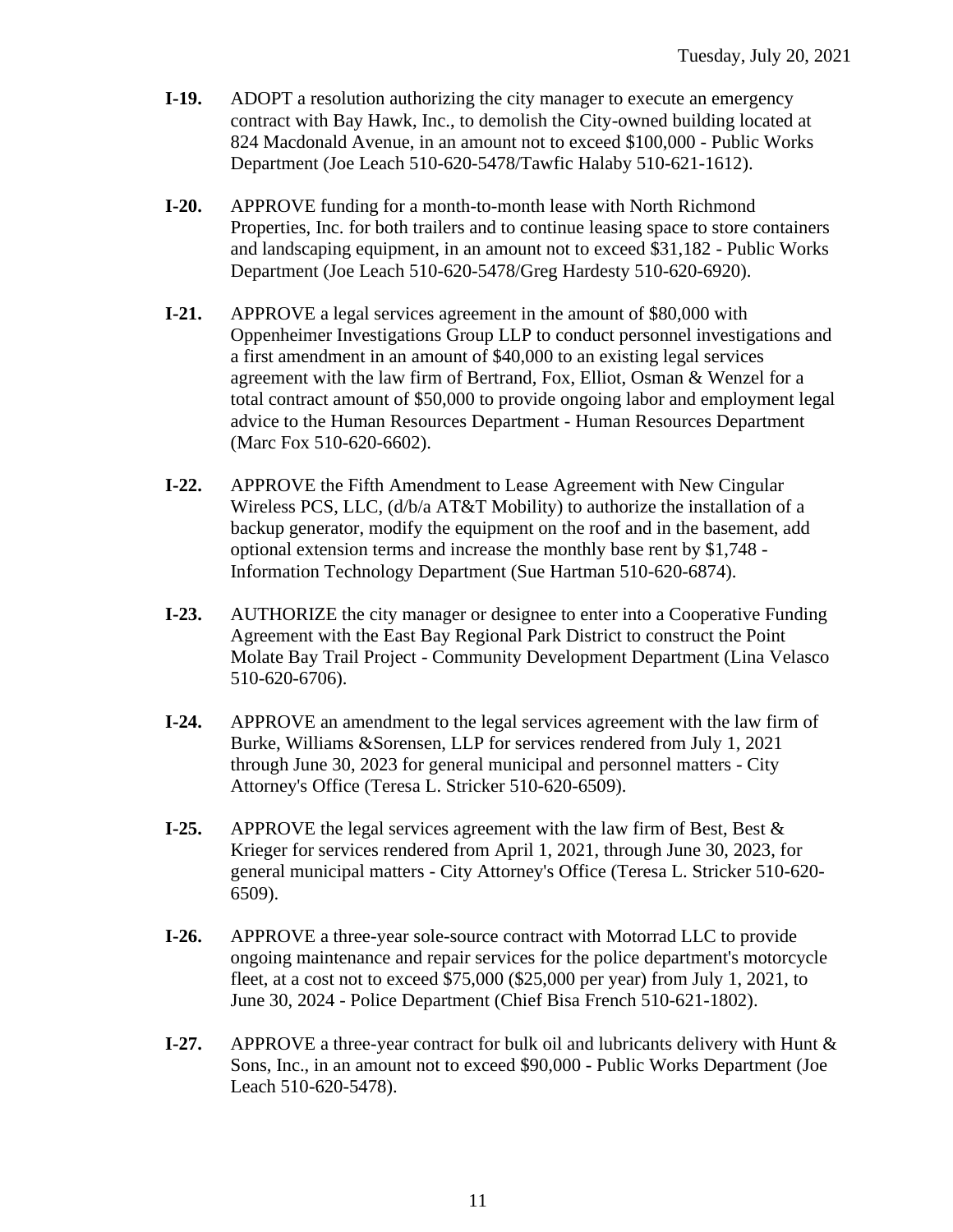**I-19.** ADOPT a resolution authorizing the city manager to execute an emergency contract with Bay Hawk, Inc., to demolish the City-owned building located at 824 Macdonald Avenue, in an amount not to exceed $100,000 - Public Works Department (Joe Leach 510-620-5478/Tawfic Halaby 510-621-1612).

**I-20.** APPROVE funding for a month-to-month lease with North Richmond Properties, Inc. for both trailers and to continue leasing space to store containers and landscaping equipment, in an amount not to exceed $31,182 - Public Works Department (Joe Leach 510-620-5478/Greg Hardesty 510-620-6920).

**I-21.** APPROVE a legal services agreement in the amount of $80,000 with Oppenheimer Investigations Group LLP to conduct personnel investigations and a first amendment in an amount of $40,000 to an existing legal services agreement with the law firm of Bertrand, Fox, Elliot, Osman & Wenzel for a total contract amount of $50,000 to provide ongoing labor and employment legal advice to the Human Resources Department - Human Resources Department (Marc Fox 510-620-6602).

**I-22.** APPROVE the Fifth Amendment to Lease Agreement with New Cingular Wireless PCS, LLC, (d/b/a AT&T Mobility) to authorize the installation of a backup generator, modify the equipment on the roof and in the basement, add optional extension terms and increase the monthly base rent by $1,748 - Information Technology Department (Sue Hartman 510-620-6874).

**I-23.** AUTHORIZE the city manager or designee to enter into a Cooperative Funding Agreement with the East Bay Regional Park District to construct the Point Molate Bay Trail Project - Community Development Department (Lina Velasco 510-620-6706).

**I-24.** APPROVE an amendment to the legal services agreement with the law firm of Burke, Williams &Sorensen, LLP for services rendered from July 1, 2021 through June 30, 2023 for general municipal and personnel matters - City Attorney's Office (Teresa L. Stricker 510-620-6509).

**I-25.** APPROVE the legal services agreement with the law firm of Best, Best & Krieger for services rendered from April 1, 2021, through June 30, 2023, for general municipal matters - City Attorney's Office (Teresa L. Stricker 510-620-6509).

**I-26.** APPROVE a three-year sole-source contract with Motorrad LLC to provide ongoing maintenance and repair services for the police department's motorcycle fleet, at a cost not to exceed $75,000 ($25,000 per year) from July 1, 2021, to June 30, 2024 - Police Department (Chief Bisa French 510-621-1802).

**I-27.** APPROVE a three-year contract for bulk oil and lubricants delivery with Hunt & Sons, Inc., in an amount not to exceed $90,000 - Public Works Department (Joe Leach 510-620-5478).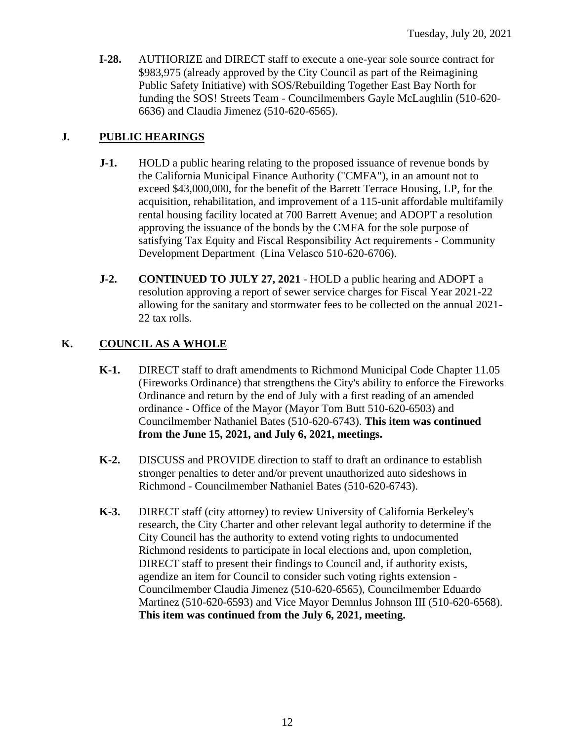**I-28.** AUTHORIZE and DIRECT staff to execute a one-year sole source contract for \$983,975 (already approved by the City Council as part of the Reimagining Public Safety Initiative) with SOS/Rebuilding Together East Bay North for funding the SOS! Streets Team - Councilmembers Gayle McLaughlin (510-620-6636) and Claudia Jimenez (510-620-6565).

## J. PUBLIC HEARINGS

**J-1.** HOLD a public hearing relating to the proposed issuance of revenue bonds by the California Municipal Finance Authority ("CMFA"), in an amount not to exceed \$43,000,000, for the benefit of the Barrett Terrace Housing, LP, for the acquisition, rehabilitation, and improvement of a 115-unit affordable multifamily rental housing facility located at 700 Barrett Avenue; and ADOPT a resolution approving the issuance of the bonds by the CMFA for the sole purpose of satisfying Tax Equity and Fiscal Responsibility Act requirements - Community Development Department (Lina Velasco 510-620-6706).

**J-2.** **CONTINUED TO JULY 27, 2021** - HOLD a public hearing and ADOPT a resolution approving a report of sewer service charges for Fiscal Year 2021-22 allowing for the sanitary and stormwater fees to be collected on the annual 2021-22 tax rolls.

## K. COUNCIL AS A WHOLE

**K-1.** DIRECT staff to draft amendments to Richmond Municipal Code Chapter 11.05 (Fireworks Ordinance) that strengthens the City's ability to enforce the Fireworks Ordinance and return by the end of July with a first reading of an amended ordinance - Office of the Mayor (Mayor Tom Butt 510-620-6503) and Councilmember Nathaniel Bates (510-620-6743). **This item was continued from the June 15, 2021, and July 6, 2021, meetings.**

**K-2.** DISCUSS and PROVIDE direction to staff to draft an ordinance to establish stronger penalties to deter and/or prevent unauthorized auto sideshows in Richmond - Councilmember Nathaniel Bates (510-620-6743).

**K-3.** DIRECT staff (city attorney) to review University of California Berkeley's research, the City Charter and other relevant legal authority to determine if the City Council has the authority to extend voting rights to undocumented Richmond residents to participate in local elections and, upon completion, DIRECT staff to present their findings to Council and, if authority exists, agendize an item for Council to consider such voting rights extension - Councilmember Claudia Jimenez (510-620-6565), Councilmember Eduardo Martinez (510-620-6593) and Vice Mayor Demnlus Johnson III (510-620-6568). **This item was continued from the July 6, 2021, meeting.**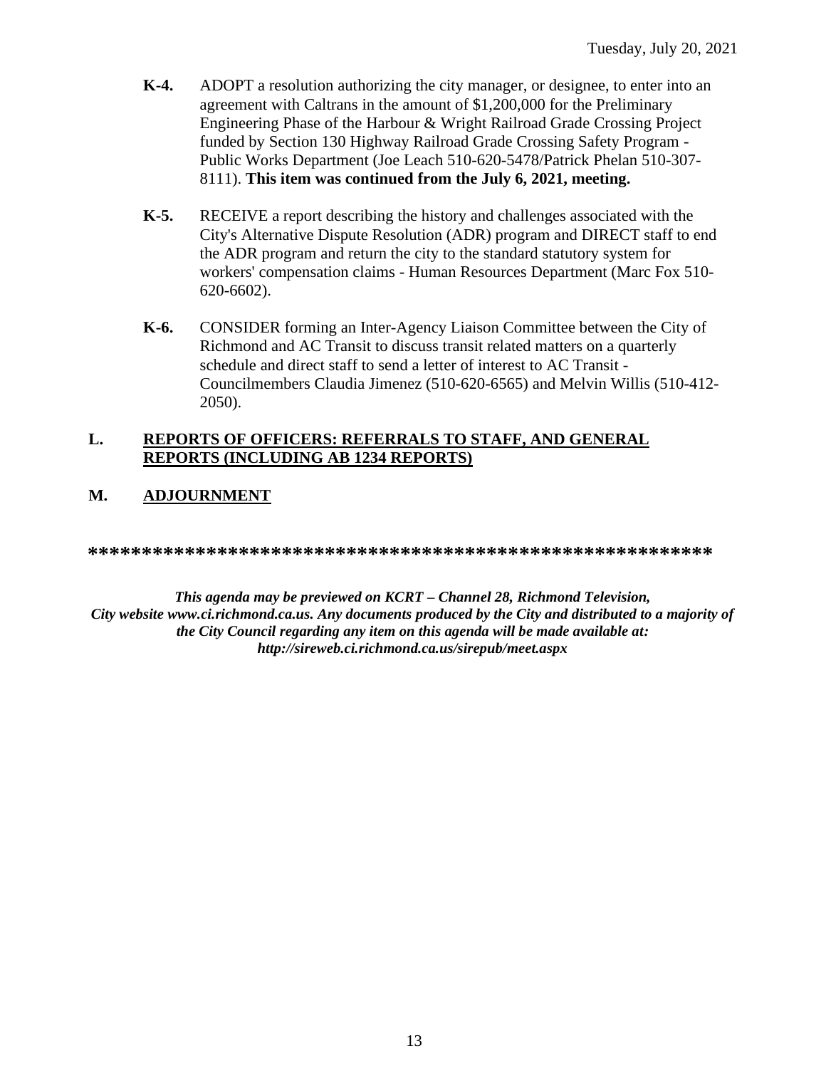**K-4.** ADOPT a resolution authorizing the city manager, or designee, to enter into an agreement with Caltrans in the amount of $1,200,000 for the Preliminary Engineering Phase of the Harbour & Wright Railroad Grade Crossing Project funded by Section 130 Highway Railroad Grade Crossing Safety Program - Public Works Department (Joe Leach 510-620-5478/Patrick Phelan 510-307-8111). **This item was continued from the July 6, 2021, meeting.**

**K-5.** RECEIVE a report describing the history and challenges associated with the City's Alternative Dispute Resolution (ADR) program and DIRECT staff to end the ADR program and return the city to the standard statutory system for workers' compensation claims - Human Resources Department (Marc Fox 510-620-6602).

**K-6.** CONSIDER forming an Inter-Agency Liaison Committee between the City of Richmond and AC Transit to discuss transit related matters on a quarterly schedule and direct staff to send a letter of interest to AC Transit - Councilmembers Claudia Jimenez (510-620-6565) and Melvin Willis (510-412-2050).

## L. REPORTS OF OFFICERS: REFERRALS TO STAFF, AND GENERAL REPORTS (INCLUDING AB 1234 REPORTS)

## M. ADJOURNMENT

**************************************************************

***This agenda may be previewed on KCRT – Channel 28, Richmond Television, City website www.ci.richmond.ca.us. Any documents produced by the City and distributed to a majority of the City Council regarding any item on this agenda will be made available at: http://sireweb.ci.richmond.ca.us/sirepub/meet.aspx***